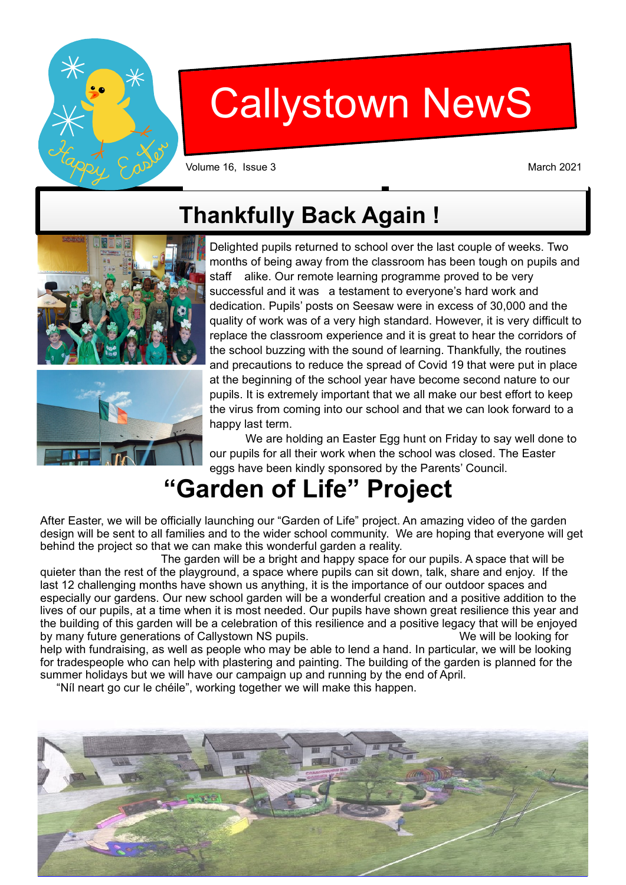# Callystown NewS

Volume 16, Issue 3 March 2021

## Thankfully Back Again !

Delighted pupils returned to school over the last couple of weeks. Two months of being away from the classroom has been tough on pupils and staff alike. Our remote learning programme proved to be very successful and it was a testament to everyone's hard work and dedication. Pupils' posts on Seesaw were in excess of 30,000 and the quality of work was of a very high standard. However, it is very difficult to replace the classroom experience and it is great to hear the corridors of the school buzzing with the sound of learning. Thankfully, the routines and precautions to reduce the spread of Covid 19 that were put in place at the beginning of the school year have become second nature to our pupils. It is extremely important that we all make our best effort to keep the virus from coming into our school and that we can look forward to a happy last term.

We are holding an Easter Egg hunt on Friday to say well done to our pupils for all their work when the school was closed. The Easter eggs have been kindly sponsored by the Parents' Council.

## "Garden of Life" Project

After Easter, we will be officially launching our "Garden of Life" project. An amazing video of the garden design will be sent to all families and to the wider school community. We are hoping that everyone will get behind the project so that we can make this wonderful garden a reality.

The garden will be a bright and happy space for our pupils. A space that will be quieter than the rest of the playground, a space where pupils can sit down, talk, share and enjoy. If the last 12 challenging months have shown us anything, it is the importance of our outdoor spaces and especially our gardens. Our new school garden will be a wonderful creation and a positive addition to the lives of our pupils, at a time when it is most needed. Our pupils have shown great resilience this year and the building of this garden will be a celebration of this resilience and a positive legacy that will be enjoyed by many future generations of Callystown NS pupils.

We will be looking for help with fundraising, as well as people who may be able to lend a hand. In particular, we will be looking for tradespeople who can help with plastering and painting. The building of the garden is planned for the summer holidays but we will have our campaign up and running by the end of April.

"Níl neart go cur le chéile", working together we will make this happen.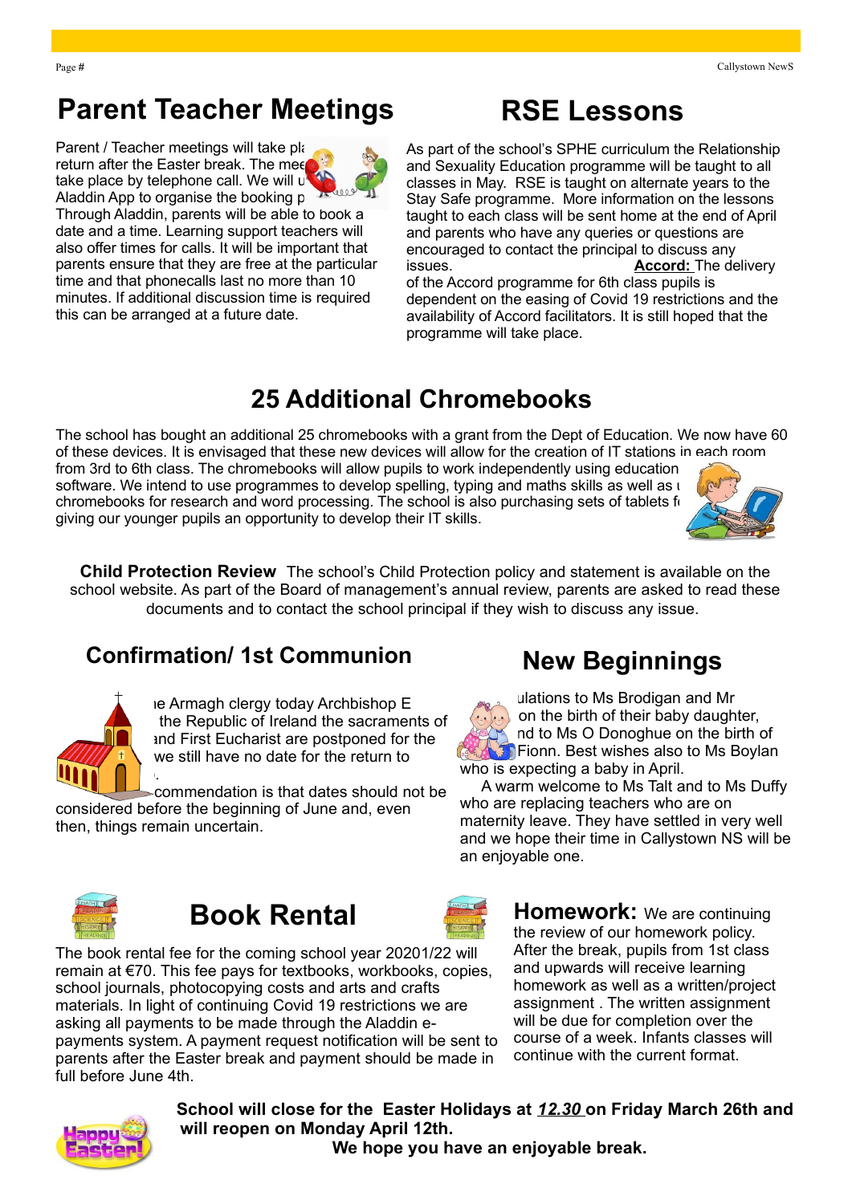## Parent Teacher Meetings

Parent / Teacher meetings will take pla return after the Easter break. The mee take place by telephone call. We will u Aladdin App to organise the booking p Through Aladdin, parents will be able to book a date and a time. Learning support teachers will also offer times for calls. It will be important that parents ensure that they are free at the particular time and that phonecalls last no more than 10 minutes. If additional discussion time is required this can be arranged at a future date.

## RSE Lessons

As part of the school's SPHE curriculum the Relationship and Sexuality Education programme will be taught to all classes in May. RSE is taught on alternate years to the Stay Safe programme. More information on the lessons taught to each class will be sent home at the end of April and parents who have any queries or questions are encouraged to contact the principal to discuss any issues. **Accord:** The delivery of the Accord programme for 6th class pupils is dependent on the easing of Covid 19 restrictions and the availability of Accord facilitators. It is still hoped that the programme will take place.

## 25 Additional Chromebooks

The school has bought an additional 25 chromebooks with a grant from the Dept of Education. We now have 60 of these devices. It is envisaged that these new devices will allow for the creation of IT stations in each room from 3rd to 6th class. The chromebooks will allow pupils to work independently using education software. We intend to use programmes to develop spelling, typing and maths skills as well as u chromebooks for research and word processing. The school is also purchasing sets of tablets fo giving our younger pupils an opportunity to develop their IT skills.

**Child Protection Review** The school's Child Protection policy and statement is available on the school website. As part of the Board of management's annual review, parents are asked to read these documents and to contact the school principal if they wish to discuss any issue.

## Confirmation/ 1st Communion

ıe Armagh clergy today Archbishop E the Republic of Ireland the sacraments of ınd First Eucharist are postponed for the we still have no date for the return to .commendation is that dates should not be considered before the beginning of June and, even then, things remain uncertain.

## New Beginnings

ulations to Ms Brodigan and Mr on the birth of their baby daughter, nd to Ms O Donoghue on the birth of Fionn. Best wishes also to Ms Boylan who is expecting a baby in April.

A warm welcome to Ms Talt and to Ms Duffy who are replacing teachers who are on maternity leave. They have settled in very well and we hope their time in Callystown NS will be an enjoyable one.

## Book Rental

The book rental fee for the coming school year 20201/22 will remain at €70. This fee pays for textbooks, workbooks, copies, school journals, photocopying costs and arts and crafts materials. In light of continuing Covid 19 restrictions we are asking all payments to be made through the Aladdin e-payments system. A payment request notification will be sent to parents after the Easter break and payment should be made in full before June 4th.

**Homework:** We are continuing the review of our homework policy. After the break, pupils from 1st class and upwards will receive learning homework as well as a written/project assignment . The written assignment will be due for completion over the course of a week. Infants classes will continue with the current format.

**School will close for the Easter Holidays at *12.30* on Friday March 26th and will reopen on Monday April 12th.**

**We hope you have an enjoyable break.**